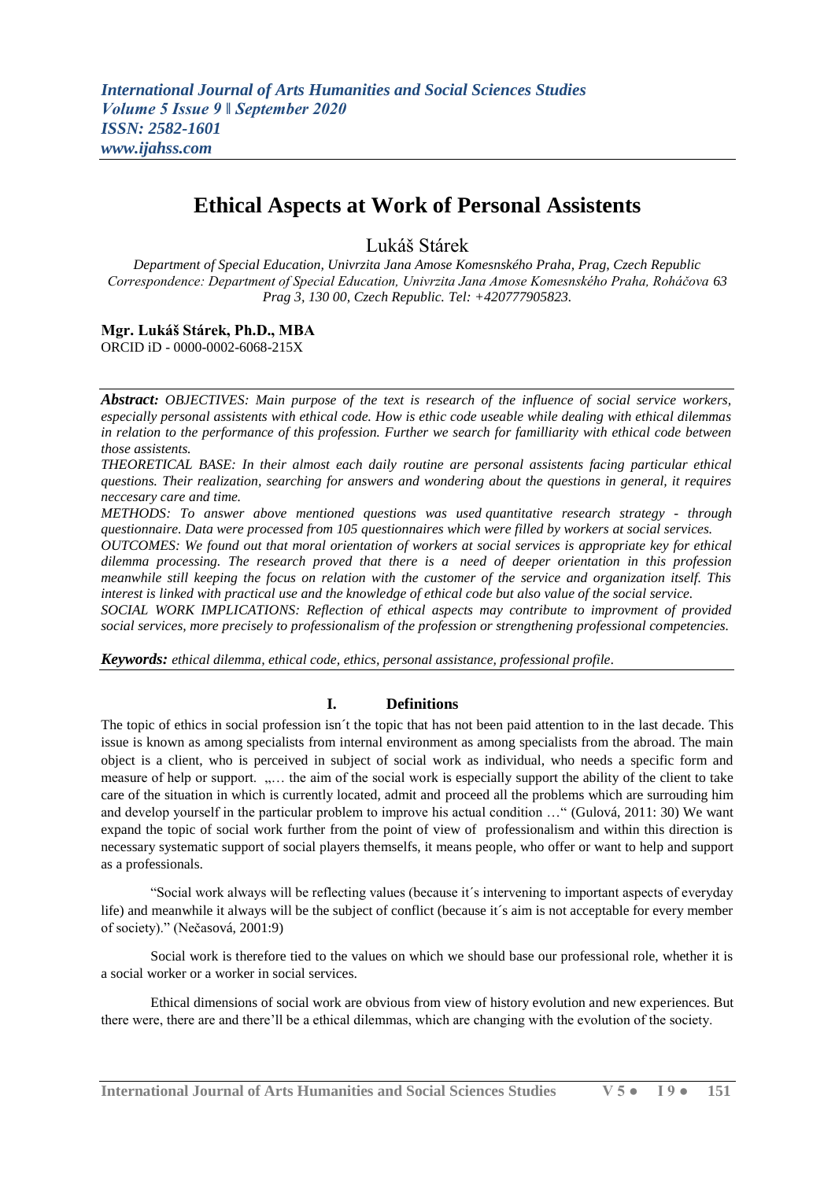*International Journal of Arts Humanities and Social Sciences Studies*
*Volume 5 Issue 9 ǁ September 2020*
*ISSN: 2582-1601*
*www.ijahss.com*

# Ethical Aspects at Work of Personal Assistents

Lukáš Stárek

*Department of Special Education, Univrzita Jana Amose Komesnského Praha, Prag, Czech Republic*
*Correspondence: Department of Special Education, Univrzita Jana Amose Komesnského Praha, Roháčova 63 Prag 3, 130 00, Czech Republic. Tel: +420777905823.*

**Mgr. Lukáš Stárek, Ph.D., MBA**
ORCID iD - 0000-0002-6068-215X

***Abstract:*** *OBJECTIVES: Main purpose of the text is research of the influence of social service workers, especially personal assistents with ethical code. How is ethic code useable while dealing with ethical dilemmas in relation to the performance of this profession. Further we search for familliarity with ethical code between those assistents.*

*THEORETICAL BASE: In their almost each daily routine are personal assistents facing particular ethical questions. Their realization, searching for answers and wondering about the questions in general, it requires neccesary care and time.*

*METHODS: To answer above mentioned questions was used quantitative research strategy - through questionnaire. Data were processed from 105 questionnaires which were filled by workers at social services.*

*OUTCOMES: We found out that moral orientation of workers at social services is appropriate key for ethical dilemma processing. The research proved that there is a need of deeper orientation in this profession meanwhile still keeping the focus on relation with the customer of the service and organization itself. This interest is linked with practical use and the knowledge of ethical code but also value of the social service.*

*SOCIAL WORK IMPLICATIONS: Reflection of ethical aspects may contribute to improvment of provided social services, more precisely to professionalism of the profession or strengthening professional competencies.*

***Keywords:*** *ethical dilemma, ethical code, ethics, personal assistance, professional profile.*

## I. Definitions

The topic of ethics in social profession isn´t the topic that has not been paid attention to in the last decade. This issue is known as among specialists from internal environment as among specialists from the abroad. The main object is a client, who is perceived in subject of social work as individual, who needs a specific form and measure of help or support. „… the aim of the social work is especially support the ability of the client to take care of the situation in which is currently located, admit and proceed all the problems which are surrouding him and develop yourself in the particular problem to improve his actual condition …" (Gulová, 2011: 30) We want expand the topic of social work further from the point of view of professionalism and within this direction is necessary systematic support of social players themselfs, it means people, who offer or want to help and support as a professionals.

"Social work always will be reflecting values (because it´s intervening to important aspects of everyday life) and meanwhile it always will be the subject of conflict (because it´s aim is not acceptable for every member of society)." (Nečasová, 2001:9)

Social work is therefore tied to the values on which we should base our professional role, whether it is a social worker or a worker in social services.

Ethical dimensions of social work are obvious from view of history evolution and new experiences. But there were, there are and there'll be a ethical dilemmas, which are changing with the evolution of the society.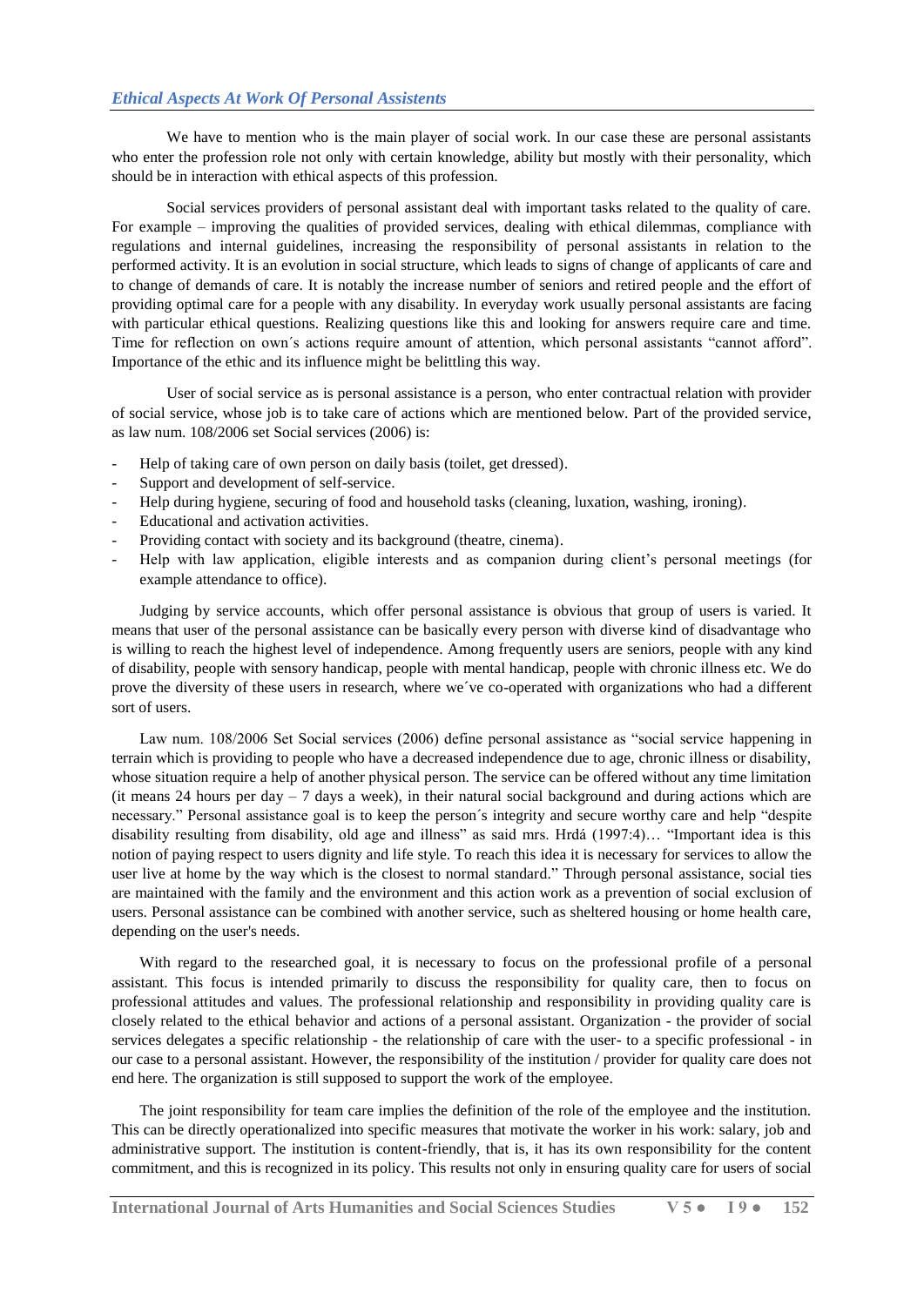We have to mention who is the main player of social work. In our case these are personal assistants who enter the profession role not only with certain knowledge, ability but mostly with their personality, which should be in interaction with ethical aspects of this profession.

Social services providers of personal assistant deal with important tasks related to the quality of care. For example – improving the qualities of provided services, dealing with ethical dilemmas, compliance with regulations and internal guidelines, increasing the responsibility of personal assistants in relation to the performed activity. It is an evolution in social structure, which leads to signs of change of applicants of care and to change of demands of care. It is notably the increase number of seniors and retired people and the effort of providing optimal care for a people with any disability. In everyday work usually personal assistants are facing with particular ethical questions. Realizing questions like this and looking for answers require care and time. Time for reflection on own´s actions require amount of attention, which personal assistants "cannot afford". Importance of the ethic and its influence might be belittling this way.

User of social service as is personal assistance is a person, who enter contractual relation with provider of social service, whose job is to take care of actions which are mentioned below. Part of the provided service, as law num. 108/2006 set Social services (2006) is:

- Help of taking care of own person on daily basis (toilet, get dressed).
- Support and development of self-service.
- Help during hygiene, securing of food and household tasks (cleaning, luxation, washing, ironing).
- Educational and activation activities.
- Providing contact with society and its background (theatre, cinema).
- Help with law application, eligible interests and as companion during client's personal meetings (for example attendance to office).

Judging by service accounts, which offer personal assistance is obvious that group of users is varied. It means that user of the personal assistance can be basically every person with diverse kind of disadvantage who is willing to reach the highest level of independence. Among frequently users are seniors, people with any kind of disability, people with sensory handicap, people with mental handicap, people with chronic illness etc. We do prove the diversity of these users in research, where we´ve co-operated with organizations who had a different sort of users.

Law num. 108/2006 Set Social services (2006) define personal assistance as "social service happening in terrain which is providing to people who have a decreased independence due to age, chronic illness or disability, whose situation require a help of another physical person. The service can be offered without any time limitation (it means 24 hours per day – 7 days a week), in their natural social background and during actions which are necessary." Personal assistance goal is to keep the person´s integrity and secure worthy care and help "despite disability resulting from disability, old age and illness" as said mrs. Hrdá (1997:4)… "Important idea is this notion of paying respect to users dignity and life style. To reach this idea it is necessary for services to allow the user live at home by the way which is the closest to normal standard." Through personal assistance, social ties are maintained with the family and the environment and this action work as a prevention of social exclusion of users. Personal assistance can be combined with another service, such as sheltered housing or home health care, depending on the user's needs.

With regard to the researched goal, it is necessary to focus on the professional profile of a personal assistant. This focus is intended primarily to discuss the responsibility for quality care, then to focus on professional attitudes and values. The professional relationship and responsibility in providing quality care is closely related to the ethical behavior and actions of a personal assistant. Organization - the provider of social services delegates a specific relationship - the relationship of care with the user- to a specific professional - in our case to a personal assistant. However, the responsibility of the institution / provider for quality care does not end here. The organization is still supposed to support the work of the employee.

The joint responsibility for team care implies the definition of the role of the employee and the institution. This can be directly operationalized into specific measures that motivate the worker in his work: salary, job and administrative support. The institution is content-friendly, that is, it has its own responsibility for the content commitment, and this is recognized in its policy. This results not only in ensuring quality care for users of social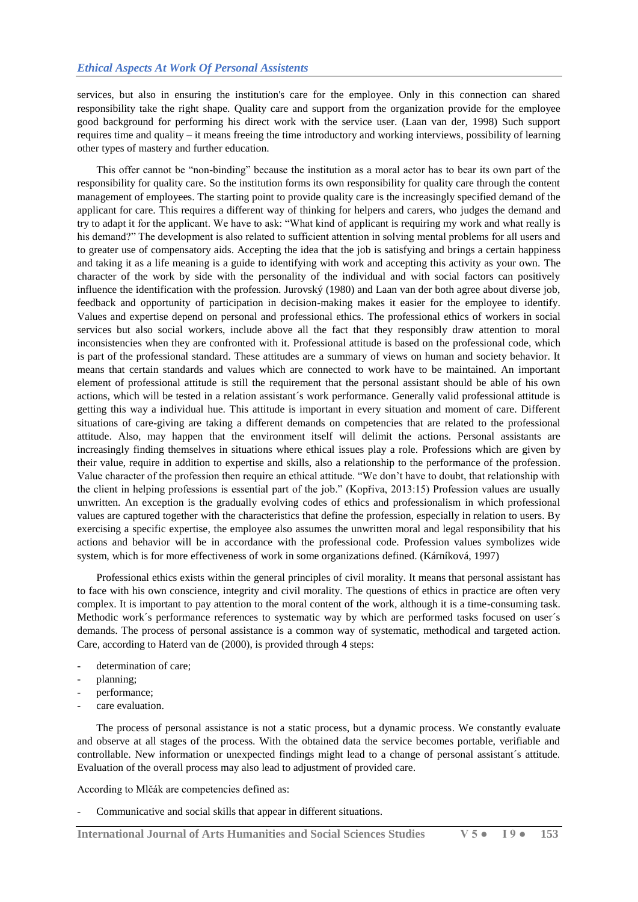services, but also in ensuring the institution's care for the employee. Only in this connection can shared responsibility take the right shape. Quality care and support from the organization provide for the employee good background for performing his direct work with the service user. (Laan van der, 1998) Such support requires time and quality – it means freeing the time introductory and working interviews, possibility of learning other types of mastery and further education.

This offer cannot be "non-binding" because the institution as a moral actor has to bear its own part of the responsibility for quality care. So the institution forms its own responsibility for quality care through the content management of employees. The starting point to provide quality care is the increasingly specified demand of the applicant for care. This requires a different way of thinking for helpers and carers, who judges the demand and try to adapt it for the applicant. We have to ask: "What kind of applicant is requiring my work and what really is his demand?" The development is also related to sufficient attention in solving mental problems for all users and to greater use of compensatory aids. Accepting the idea that the job is satisfying and brings a certain happiness and taking it as a life meaning is a guide to identifying with work and accepting this activity as your own. The character of the work by side with the personality of the individual and with social factors can positively influence the identification with the profession. Jurovský (1980) and Laan van der both agree about diverse job, feedback and opportunity of participation in decision-making makes it easier for the employee to identify. Values and expertise depend on personal and professional ethics. The professional ethics of workers in social services but also social workers, include above all the fact that they responsibly draw attention to moral inconsistencies when they are confronted with it. Professional attitude is based on the professional code, which is part of the professional standard. These attitudes are a summary of views on human and society behavior. It means that certain standards and values which are connected to work have to be maintained. An important element of professional attitude is still the requirement that the personal assistant should be able of his own actions, which will be tested in a relation assistant´s work performance. Generally valid professional attitude is getting this way a individual hue. This attitude is important in every situation and moment of care. Different situations of care-giving are taking a different demands on competencies that are related to the professional attitude. Also, may happen that the environment itself will delimit the actions. Personal assistants are increasingly finding themselves in situations where ethical issues play a role. Professions which are given by their value, require in addition to expertise and skills, also a relationship to the performance of the profession. Value character of the profession then require an ethical attitude. "We don't have to doubt, that relationship with the client in helping professions is essential part of the job." (Kopřiva, 2013:15) Profession values are usually unwritten. An exception is the gradually evolving codes of ethics and professionalism in which professional values are captured together with the characteristics that define the profession, especially in relation to users. By exercising a specific expertise, the employee also assumes the unwritten moral and legal responsibility that his actions and behavior will be in accordance with the professional code. Profession values symbolizes wide system, which is for more effectiveness of work in some organizations defined. (Kárníková, 1997)

Professional ethics exists within the general principles of civil morality. It means that personal assistant has to face with his own conscience, integrity and civil morality. The questions of ethics in practice are often very complex. It is important to pay attention to the moral content of the work, although it is a time-consuming task. Methodic work´s performance references to systematic way by which are performed tasks focused on user´s demands. The process of personal assistance is a common way of systematic, methodical and targeted action. Care, according to Haterd van de (2000), is provided through 4 steps:

- determination of care;
- planning;
- performance;
- care evaluation.

The process of personal assistance is not a static process, but a dynamic process. We constantly evaluate and observe at all stages of the process. With the obtained data the service becomes portable, verifiable and controllable. New information or unexpected findings might lead to a change of personal assistant´s attitude. Evaluation of the overall process may also lead to adjustment of provided care.

According to Mlčák are competencies defined as:

- Communicative and social skills that appear in different situations.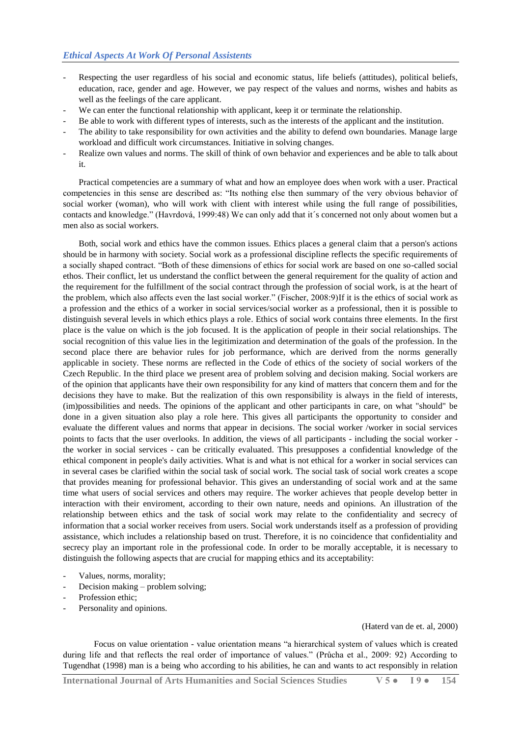- Respecting the user regardless of his social and economic status, life beliefs (attitudes), political beliefs, education, race, gender and age. However, we pay respect of the values and norms, wishes and habits as well as the feelings of the care applicant.
- We can enter the functional relationship with applicant, keep it or terminate the relationship.
- Be able to work with different types of interests, such as the interests of the applicant and the institution.
- The ability to take responsibility for own activities and the ability to defend own boundaries. Manage large workload and difficult work circumstances. Initiative in solving changes.
- Realize own values and norms. The skill of think of own behavior and experiences and be able to talk about it.

Practical competencies are a summary of what and how an employee does when work with a user. Practical competencies in this sense are described as: "Its nothing else then summary of the very obvious behavior of social worker (woman), who will work with client with interest while using the full range of possibilities, contacts and knowledge." (Havrdová, 1999:48) We can only add that it´s concerned not only about women but a men also as social workers.

Both, social work and ethics have the common issues. Ethics places a general claim that a person's actions should be in harmony with society. Social work as a professional discipline reflects the specific requirements of a socially shaped contract. "Both of these dimensions of ethics for social work are based on one so-called social ethos. Their conflict, let us understand the conflict between the general requirement for the quality of action and the requirement for the fulfillment of the social contract through the profession of social work, is at the heart of the problem, which also affects even the last social worker." (Fischer, 2008:9)If it is the ethics of social work as a profession and the ethics of a worker in social services/social worker as a professional, then it is possible to distinguish several levels in which ethics plays a role. Ethics of social work contains three elements. In the first place is the value on which is the job focused. It is the application of people in their social relationships. The social recognition of this value lies in the legitimization and determination of the goals of the profession. In the second place there are behavior rules for job performance, which are derived from the norms generally applicable in society. These norms are reflected in the Code of ethics of the society of social workers of the Czech Republic. In the third place we present area of problem solving and decision making. Social workers are of the opinion that applicants have their own responsibility for any kind of matters that concern them and for the decisions they have to make. But the realization of this own responsibility is always in the field of interests, (im)possibilities and needs. The opinions of the applicant and other participants in care, on what "should" be done in a given situation also play a role here. This gives all participants the opportunity to consider and evaluate the different values and norms that appear in decisions. The social worker /worker in social services points to facts that the user overlooks. In addition, the views of all participants - including the social worker - the worker in social services - can be critically evaluated. This presupposes a confidential knowledge of the ethical component in people's daily activities. What is and what is not ethical for a worker in social services can in several cases be clarified within the social task of social work. The social task of social work creates a scope that provides meaning for professional behavior. This gives an understanding of social work and at the same time what users of social services and others may require. The worker achieves that people develop better in interaction with their enviroment, according to their own nature, needs and opinions. An illustration of the relationship between ethics and the task of social work may relate to the confidentiality and secrecy of information that a social worker receives from users. Social work understands itself as a profession of providing assistance, which includes a relationship based on trust. Therefore, it is no coincidence that confidentiality and secrecy play an important role in the professional code. In order to be morally acceptable, it is necessary to distinguish the following aspects that are crucial for mapping ethics and its acceptability:

- Values, norms, morality;
- Decision making – problem solving;
- Profession ethic;
- Personality and opinions.

(Haterd van de et. al, 2000)

Focus on value orientation - value orientation means "a hierarchical system of values which is created during life and that reflects the real order of importance of values." (Průcha et al., 2009: 92) According to Tugendhat (1998) man is a being who according to his abilities, he can and wants to act responsibly in relation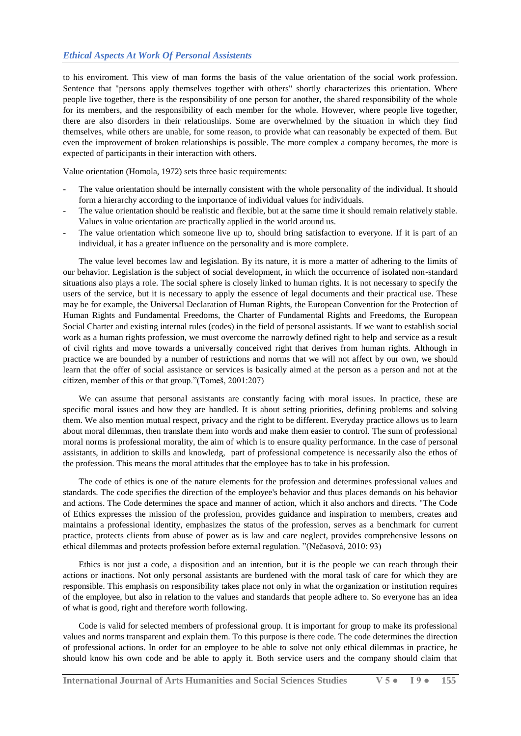to his enviroment. This view of man forms the basis of the value orientation of the social work profession. Sentence that "persons apply themselves together with others" shortly characterizes this orientation. Where people live together, there is the responsibility of one person for another, the shared responsibility of the whole for its members, and the responsibility of each member for the whole. However, where people live together, there are also disorders in their relationships. Some are overwhelmed by the situation in which they find themselves, while others are unable, for some reason, to provide what can reasonably be expected of them. But even the improvement of broken relationships is possible. The more complex a company becomes, the more is expected of participants in their interaction with others.

Value orientation (Homola, 1972) sets three basic requirements:

- The value orientation should be internally consistent with the whole personality of the individual. It should form a hierarchy according to the importance of individual values for individuals.
- The value orientation should be realistic and flexible, but at the same time it should remain relatively stable. Values in value orientation are practically applied in the world around us.
- The value orientation which someone live up to, should bring satisfaction to everyone. If it is part of an individual, it has a greater influence on the personality and is more complete.

The value level becomes law and legislation. By its nature, it is more a matter of adhering to the limits of our behavior. Legislation is the subject of social development, in which the occurrence of isolated non-standard situations also plays a role. The social sphere is closely linked to human rights. It is not necessary to specify the users of the service, but it is necessary to apply the essence of legal documents and their practical use. These may be for example, the Universal Declaration of Human Rights, the European Convention for the Protection of Human Rights and Fundamental Freedoms, the Charter of Fundamental Rights and Freedoms, the European Social Charter and existing internal rules (codes) in the field of personal assistants. If we want to establish social work as a human rights profession, we must overcome the narrowly defined right to help and service as a result of civil rights and move towards a universally conceived right that derives from human rights. Although in practice we are bounded by a number of restrictions and norms that we will not affect by our own, we should learn that the offer of social assistance or services is basically aimed at the person as a person and not at the citizen, member of this or that group."(Tomeš, 2001:207)

We can assume that personal assistants are constantly facing with moral issues. In practice, these are specific moral issues and how they are handled. It is about setting priorities, defining problems and solving them. We also mention mutual respect, privacy and the right to be different. Everyday practice allows us to learn about moral dilemmas, then translate them into words and make them easier to control. The sum of professional moral norms is professional morality, the aim of which is to ensure quality performance. In the case of personal assistants, in addition to skills and knowledg, part of professional competence is necessarily also the ethos of the profession. This means the moral attitudes that the employee has to take in his profession.

The code of ethics is one of the nature elements for the profession and determines professional values and standards. The code specifies the direction of the employee's behavior and thus places demands on his behavior and actions. The Code determines the space and manner of action, which it also anchors and directs. "The Code of Ethics expresses the mission of the profession, provides guidance and inspiration to members, creates and maintains a professional identity, emphasizes the status of the profession, serves as a benchmark for current practice, protects clients from abuse of power as is law and care neglect, provides comprehensive lessons on ethical dilemmas and protects profession before external regulation. "(Nečasová, 2010: 93)

Ethics is not just a code, a disposition and an intention, but it is the people we can reach through their actions or inactions. Not only personal assistants are burdened with the moral task of care for which they are responsible. This emphasis on responsibility takes place not only in what the organization or institution requires of the employee, but also in relation to the values and standards that people adhere to. So everyone has an idea of what is good, right and therefore worth following.

Code is valid for selected members of professional group. It is important for group to make its professional values and norms transparent and explain them. To this purpose is there code. The code determines the direction of professional actions. In order for an employee to be able to solve not only ethical dilemmas in practice, he should know his own code and be able to apply it. Both service users and the company should claim that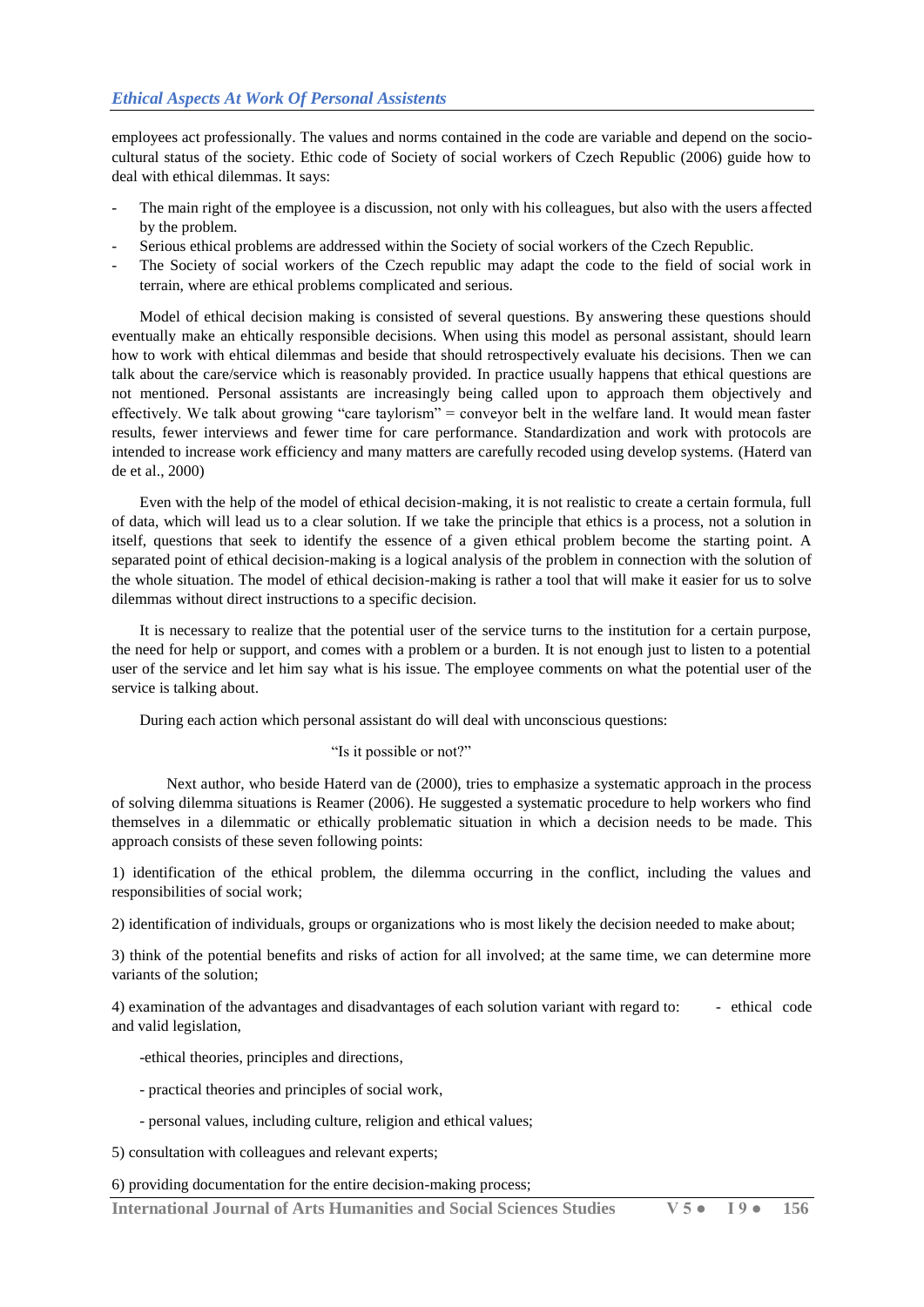employees act professionally. The values and norms contained in the code are variable and depend on the socio-cultural status of the society. Ethic code of Society of social workers of Czech Republic (2006) guide how to deal with ethical dilemmas. It says:

- The main right of the employee is a discussion, not only with his colleagues, but also with the users affected by the problem.
- Serious ethical problems are addressed within the Society of social workers of the Czech Republic.
- The Society of social workers of the Czech republic may adapt the code to the field of social work in terrain, where are ethical problems complicated and serious.

Model of ethical decision making is consisted of several questions. By answering these questions should eventually make an ehtically responsible decisions. When using this model as personal assistant, should learn how to work with ehtical dilemmas and beside that should retrospectively evaluate his decisions. Then we can talk about the care/service which is reasonably provided. In practice usually happens that ethical questions are not mentioned. Personal assistants are increasingly being called upon to approach them objectively and effectively. We talk about growing "care taylorism" = conveyor belt in the welfare land. It would mean faster results, fewer interviews and fewer time for care performance. Standardization and work with protocols are intended to increase work efficiency and many matters are carefully recoded using develop systems. (Haterd van de et al., 2000)

Even with the help of the model of ethical decision-making, it is not realistic to create a certain formula, full of data, which will lead us to a clear solution. If we take the principle that ethics is a process, not a solution in itself, questions that seek to identify the essence of a given ethical problem become the starting point. A separated point of ethical decision-making is a logical analysis of the problem in connection with the solution of the whole situation. The model of ethical decision-making is rather a tool that will make it easier for us to solve dilemmas without direct instructions to a specific decision.

It is necessary to realize that the potential user of the service turns to the institution for a certain purpose, the need for help or support, and comes with a problem or a burden. It is not enough just to listen to a potential user of the service and let him say what is his issue. The employee comments on what the potential user of the service is talking about.

During each action which personal assistant do will deal with unconscious questions:

"Is it possible or not?"

Next author, who beside Haterd van de (2000), tries to emphasize a systematic approach in the process of solving dilemma situations is Reamer (2006). He suggested a systematic procedure to help workers who find themselves in a dilemmatic or ethically problematic situation in which a decision needs to be made. This approach consists of these seven following points:

1) identification of the ethical problem, the dilemma occurring in the conflict, including the values and responsibilities of social work;

2) identification of individuals, groups or organizations who is most likely the decision needed to make about;

3) think of the potential benefits and risks of action for all involved; at the same time, we can determine more variants of the solution;

4) examination of the advantages and disadvantages of each solution variant with regard to: - ethical code and valid legislation,

-ethical theories, principles and directions,

- practical theories and principles of social work,

- personal values, including culture, religion and ethical values;

5) consultation with colleagues and relevant experts;

6) providing documentation for the entire decision-making process;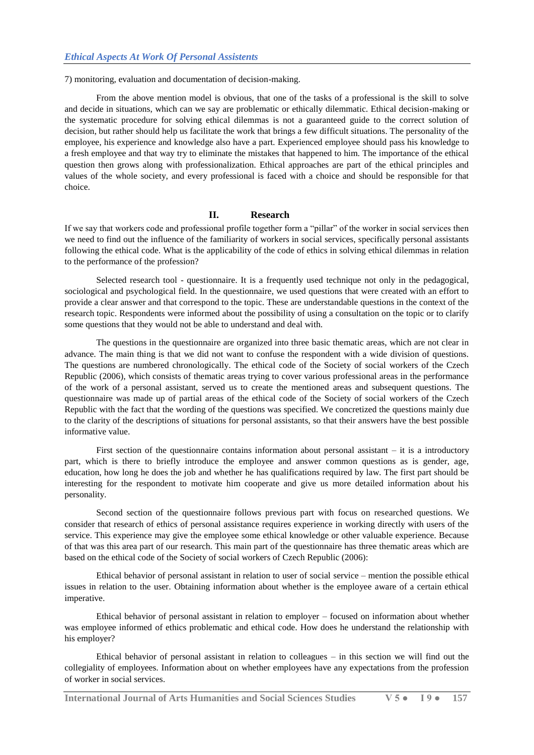7) monitoring, evaluation and documentation of decision-making.

From the above mention model is obvious, that one of the tasks of a professional is the skill to solve and decide in situations, which can we say are problematic or ethically dilemmatic. Ethical decision-making or the systematic procedure for solving ethical dilemmas is not a guaranteed guide to the correct solution of decision, but rather should help us facilitate the work that brings a few difficult situations. The personality of the employee, his experience and knowledge also have a part. Experienced employee should pass his knowledge to a fresh employee and that way try to eliminate the mistakes that happened to him. The importance of the ethical question then grows along with professionalization. Ethical approaches are part of the ethical principles and values of the whole society, and every professional is faced with a choice and should be responsible for that choice.

## II. Research

If we say that workers code and professional profile together form a "pillar" of the worker in social services then we need to find out the influence of the familiarity of workers in social services, specifically personal assistants following the ethical code. What is the applicability of the code of ethics in solving ethical dilemmas in relation to the performance of the profession?

Selected research tool - questionnaire. It is a frequently used technique not only in the pedagogical, sociological and psychological field. In the questionnaire, we used questions that were created with an effort to provide a clear answer and that correspond to the topic. These are understandable questions in the context of the research topic. Respondents were informed about the possibility of using a consultation on the topic or to clarify some questions that they would not be able to understand and deal with.

The questions in the questionnaire are organized into three basic thematic areas, which are not clear in advance. The main thing is that we did not want to confuse the respondent with a wide division of questions. The questions are numbered chronologically. The ethical code of the Society of social workers of the Czech Republic (2006), which consists of thematic areas trying to cover various professional areas in the performance of the work of a personal assistant, served us to create the mentioned areas and subsequent questions. The questionnaire was made up of partial areas of the ethical code of the Society of social workers of the Czech Republic with the fact that the wording of the questions was specified. We concretized the questions mainly due to the clarity of the descriptions of situations for personal assistants, so that their answers have the best possible informative value.

First section of the questionnaire contains information about personal assistant – it is a introductory part, which is there to briefly introduce the employee and answer common questions as is gender, age, education, how long he does the job and whether he has qualifications required by law. The first part should be interesting for the respondent to motivate him cooperate and give us more detailed information about his personality.

Second section of the questionnaire follows previous part with focus on researched questions. We consider that research of ethics of personal assistance requires experience in working directly with users of the service. This experience may give the employee some ethical knowledge or other valuable experience. Because of that was this area part of our research. This main part of the questionnaire has three thematic areas which are based on the ethical code of the Society of social workers of Czech Republic (2006):

Ethical behavior of personal assistant in relation to user of social service – mention the possible ethical issues in relation to the user. Obtaining information about whether is the employee aware of a certain ethical imperative.

Ethical behavior of personal assistant in relation to employer – focused on information about whether was employee informed of ethics problematic and ethical code. How does he understand the relationship with his employer?

Ethical behavior of personal assistant in relation to colleagues – in this section we will find out the collegiality of employees. Information about on whether employees have any expectations from the profession of worker in social services.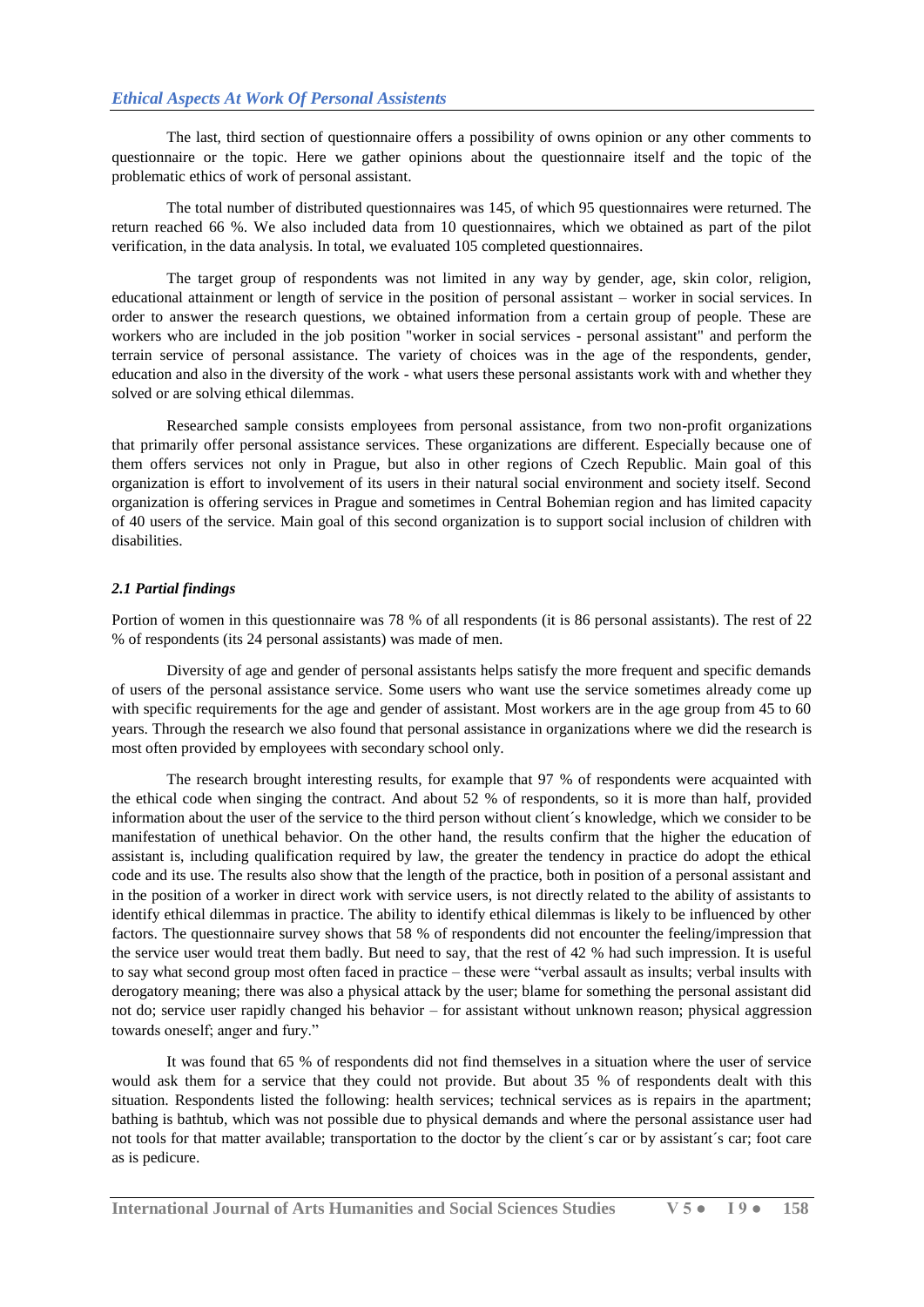The last, third section of questionnaire offers a possibility of owns opinion or any other comments to questionnaire or the topic. Here we gather opinions about the questionnaire itself and the topic of the problematic ethics of work of personal assistant.

The total number of distributed questionnaires was 145, of which 95 questionnaires were returned. The return reached 66 %. We also included data from 10 questionnaires, which we obtained as part of the pilot verification, in the data analysis. In total, we evaluated 105 completed questionnaires.

The target group of respondents was not limited in any way by gender, age, skin color, religion, educational attainment or length of service in the position of personal assistant – worker in social services. In order to answer the research questions, we obtained information from a certain group of people. These are workers who are included in the job position "worker in social services - personal assistant" and perform the terrain service of personal assistance. The variety of choices was in the age of the respondents, gender, education and also in the diversity of the work - what users these personal assistants work with and whether they solved or are solving ethical dilemmas.

Researched sample consists employees from personal assistance, from two non-profit organizations that primarily offer personal assistance services. These organizations are different. Especially because one of them offers services not only in Prague, but also in other regions of Czech Republic. Main goal of this organization is effort to involvement of its users in their natural social environment and society itself. Second organization is offering services in Prague and sometimes in Central Bohemian region and has limited capacity of 40 users of the service. Main goal of this second organization is to support social inclusion of children with disabilities.

### *2.1 Partial findings*

Portion of women in this questionnaire was 78 % of all respondents (it is 86 personal assistants). The rest of 22 % of respondents (its 24 personal assistants) was made of men.

Diversity of age and gender of personal assistants helps satisfy the more frequent and specific demands of users of the personal assistance service. Some users who want use the service sometimes already come up with specific requirements for the age and gender of assistant. Most workers are in the age group from 45 to 60 years. Through the research we also found that personal assistance in organizations where we did the research is most often provided by employees with secondary school only.

The research brought interesting results, for example that 97 % of respondents were acquainted with the ethical code when singing the contract. And about 52 % of respondents, so it is more than half, provided information about the user of the service to the third person without client´s knowledge, which we consider to be manifestation of unethical behavior. On the other hand, the results confirm that the higher the education of assistant is, including qualification required by law, the greater the tendency in practice do adopt the ethical code and its use. The results also show that the length of the practice, both in position of a personal assistant and in the position of a worker in direct work with service users, is not directly related to the ability of assistants to identify ethical dilemmas in practice. The ability to identify ethical dilemmas is likely to be influenced by other factors. The questionnaire survey shows that 58 % of respondents did not encounter the feeling/impression that the service user would treat them badly. But need to say, that the rest of 42 % had such impression. It is useful to say what second group most often faced in practice – these were "verbal assault as insults; verbal insults with derogatory meaning; there was also a physical attack by the user; blame for something the personal assistant did not do; service user rapidly changed his behavior – for assistant without unknown reason; physical aggression towards oneself; anger and fury."

It was found that 65 % of respondents did not find themselves in a situation where the user of service would ask them for a service that they could not provide. But about 35 % of respondents dealt with this situation. Respondents listed the following: health services; technical services as is repairs in the apartment; bathing is bathtub, which was not possible due to physical demands and where the personal assistance user had not tools for that matter available; transportation to the doctor by the client´s car or by assistant´s car; foot care as is pedicure.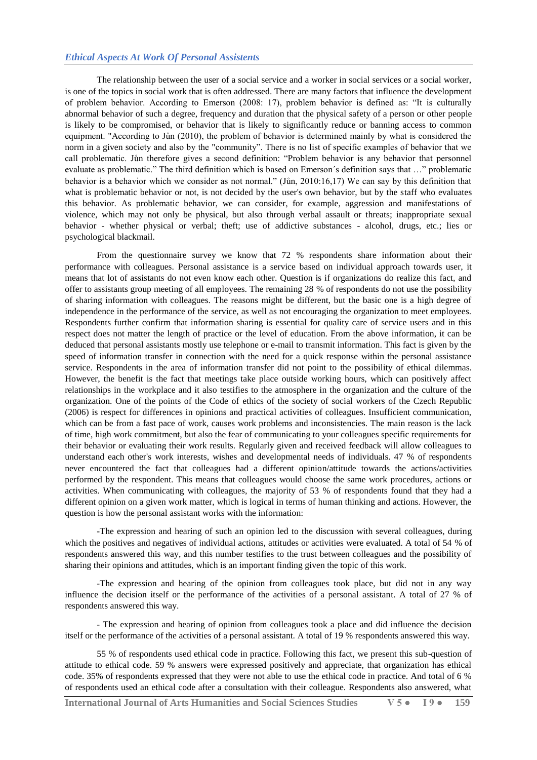The relationship between the user of a social service and a worker in social services or a social worker, is one of the topics in social work that is often addressed. There are many factors that influence the development of problem behavior. According to Emerson (2008: 17), problem behavior is defined as: "It is culturally abnormal behavior of such a degree, frequency and duration that the physical safety of a person or other people is likely to be compromised, or behavior that is likely to significantly reduce or banning access to common equipment. "According to Jůn (2010), the problem of behavior is determined mainly by what is considered the norm in a given society and also by the "community". There is no list of specific examples of behavior that we call problematic. Jůn therefore gives a second definition: "Problem behavior is any behavior that personnel evaluate as problematic." The third definition which is based on Emerson´s definition says that …" problematic behavior is a behavior which we consider as not normal." (Jůn, 2010:16,17) We can say by this definition that what is problematic behavior or not, is not decided by the user's own behavior, but by the staff who evaluates this behavior. As problematic behavior, we can consider, for example, aggression and manifestations of violence, which may not only be physical, but also through verbal assault or threats; inappropriate sexual behavior - whether physical or verbal; theft; use of addictive substances - alcohol, drugs, etc.; lies or psychological blackmail.

From the questionnaire survey we know that 72 % respondents share information about their performance with colleagues. Personal assistance is a service based on individual approach towards user, it means that lot of assistants do not even know each other. Question is if organizations do realize this fact, and offer to assistants group meeting of all employees. The remaining 28 % of respondents do not use the possibility of sharing information with colleagues. The reasons might be different, but the basic one is a high degree of independence in the performance of the service, as well as not encouraging the organization to meet employees. Respondents further confirm that information sharing is essential for quality care of service users and in this respect does not matter the length of practice or the level of education. From the above information, it can be deduced that personal assistants mostly use telephone or e-mail to transmit information. This fact is given by the speed of information transfer in connection with the need for a quick response within the personal assistance service. Respondents in the area of information transfer did not point to the possibility of ethical dilemmas. However, the benefit is the fact that meetings take place outside working hours, which can positively affect relationships in the workplace and it also testifies to the atmosphere in the organization and the culture of the organization. One of the points of the Code of ethics of the society of social workers of the Czech Republic (2006) is respect for differences in opinions and practical activities of colleagues. Insufficient communication, which can be from a fast pace of work, causes work problems and inconsistencies. The main reason is the lack of time, high work commitment, but also the fear of communicating to your colleagues specific requirements for their behavior or evaluating their work results. Regularly given and received feedback will allow colleagues to understand each other's work interests, wishes and developmental needs of individuals. 47 % of respondents never encountered the fact that colleagues had a different opinion/attitude towards the actions/activities performed by the respondent. This means that colleagues would choose the same work procedures, actions or activities. When communicating with colleagues, the majority of 53 % of respondents found that they had a different opinion on a given work matter, which is logical in terms of human thinking and actions. However, the question is how the personal assistant works with the information:

-The expression and hearing of such an opinion led to the discussion with several colleagues, during which the positives and negatives of individual actions, attitudes or activities were evaluated. A total of 54 % of respondents answered this way, and this number testifies to the trust between colleagues and the possibility of sharing their opinions and attitudes, which is an important finding given the topic of this work.

-The expression and hearing of the opinion from colleagues took place, but did not in any way influence the decision itself or the performance of the activities of a personal assistant. A total of 27 % of respondents answered this way.

- The expression and hearing of opinion from colleagues took a place and did influence the decision itself or the performance of the activities of a personal assistant. A total of 19 % respondents answered this way.

55 % of respondents used ethical code in practice. Following this fact, we present this sub-question of attitude to ethical code. 59 % answers were expressed positively and appreciate, that organization has ethical code. 35% of respondents expressed that they were not able to use the ethical code in practice. And total of 6 % of respondents used an ethical code after a consultation with their colleague. Respondents also answered, what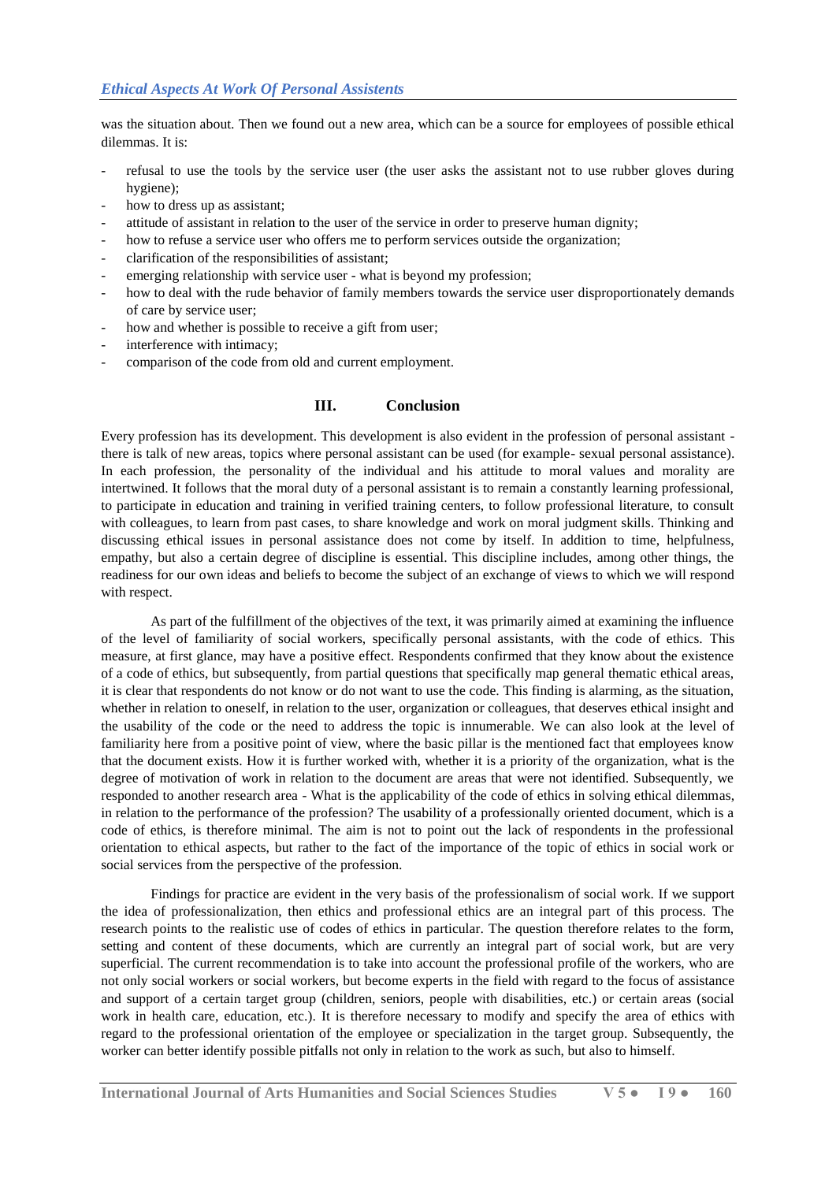was the situation about. Then we found out a new area, which can be a source for employees of possible ethical dilemmas. It is:

- refusal to use the tools by the service user (the user asks the assistant not to use rubber gloves during hygiene);
- how to dress up as assistant;
- attitude of assistant in relation to the user of the service in order to preserve human dignity;
- how to refuse a service user who offers me to perform services outside the organization;
- clarification of the responsibilities of assistant;
- emerging relationship with service user - what is beyond my profession;
- how to deal with the rude behavior of family members towards the service user disproportionately demands of care by service user;
- how and whether is possible to receive a gift from user;
- interference with intimacy;
- comparison of the code from old and current employment.

## III. Conclusion

Every profession has its development. This development is also evident in the profession of personal assistant - there is talk of new areas, topics where personal assistant can be used (for example- sexual personal assistance). In each profession, the personality of the individual and his attitude to moral values and morality are intertwined. It follows that the moral duty of a personal assistant is to remain a constantly learning professional, to participate in education and training in verified training centers, to follow professional literature, to consult with colleagues, to learn from past cases, to share knowledge and work on moral judgment skills. Thinking and discussing ethical issues in personal assistance does not come by itself. In addition to time, helpfulness, empathy, but also a certain degree of discipline is essential. This discipline includes, among other things, the readiness for our own ideas and beliefs to become the subject of an exchange of views to which we will respond with respect.

As part of the fulfillment of the objectives of the text, it was primarily aimed at examining the influence of the level of familiarity of social workers, specifically personal assistants, with the code of ethics. This measure, at first glance, may have a positive effect. Respondents confirmed that they know about the existence of a code of ethics, but subsequently, from partial questions that specifically map general thematic ethical areas, it is clear that respondents do not know or do not want to use the code. This finding is alarming, as the situation, whether in relation to oneself, in relation to the user, organization or colleagues, that deserves ethical insight and the usability of the code or the need to address the topic is innumerable. We can also look at the level of familiarity here from a positive point of view, where the basic pillar is the mentioned fact that employees know that the document exists. How it is further worked with, whether it is a priority of the organization, what is the degree of motivation of work in relation to the document are areas that were not identified. Subsequently, we responded to another research area - What is the applicability of the code of ethics in solving ethical dilemmas, in relation to the performance of the profession? The usability of a professionally oriented document, which is a code of ethics, is therefore minimal. The aim is not to point out the lack of respondents in the professional orientation to ethical aspects, but rather to the fact of the importance of the topic of ethics in social work or social services from the perspective of the profession.

Findings for practice are evident in the very basis of the professionalism of social work. If we support the idea of professionalization, then ethics and professional ethics are an integral part of this process. The research points to the realistic use of codes of ethics in particular. The question therefore relates to the form, setting and content of these documents, which are currently an integral part of social work, but are very superficial. The current recommendation is to take into account the professional profile of the workers, who are not only social workers or social workers, but become experts in the field with regard to the focus of assistance and support of a certain target group (children, seniors, people with disabilities, etc.) or certain areas (social work in health care, education, etc.). It is therefore necessary to modify and specify the area of ethics with regard to the professional orientation of the employee or specialization in the target group. Subsequently, the worker can better identify possible pitfalls not only in relation to the work as such, but also to himself.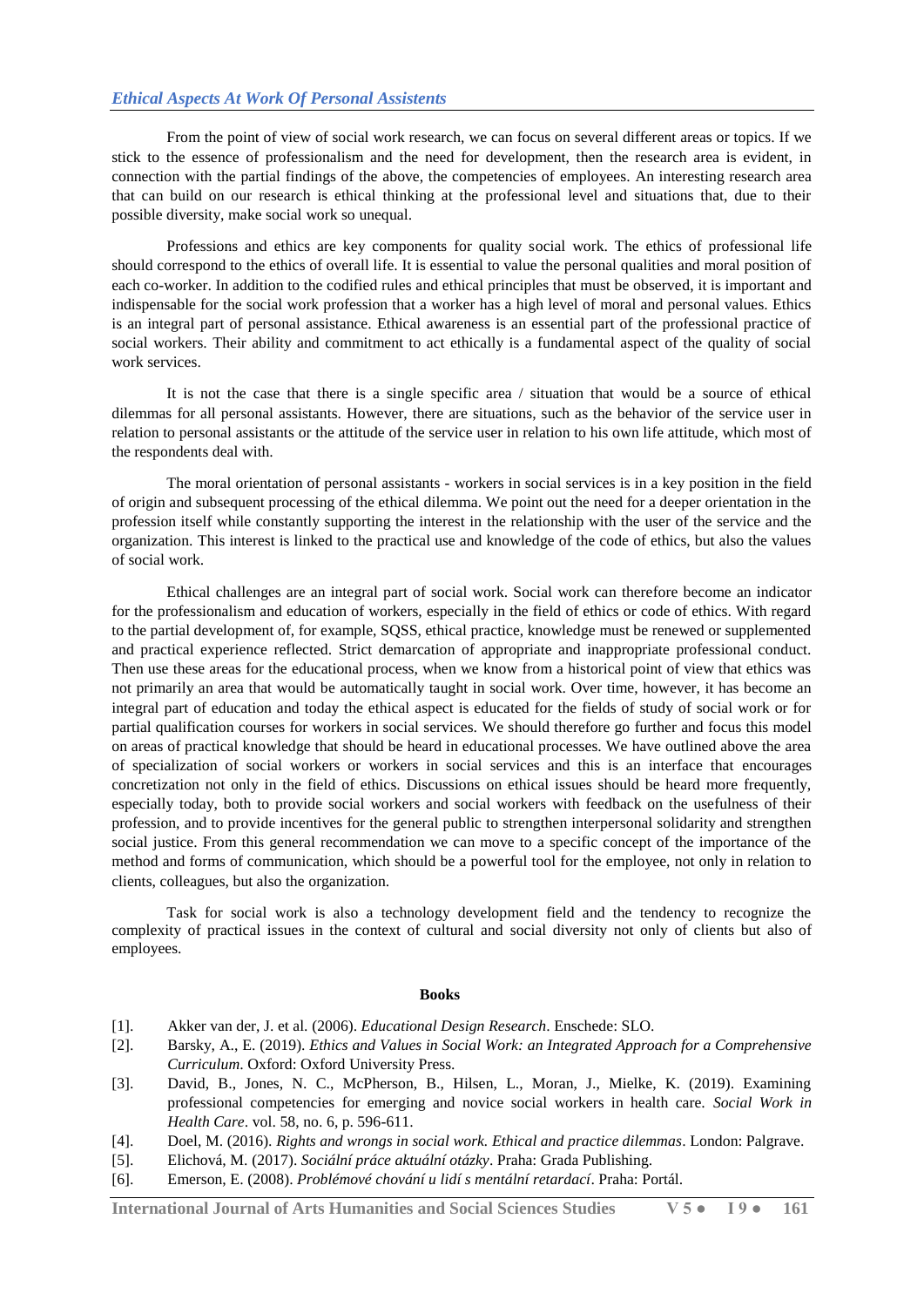From the point of view of social work research, we can focus on several different areas or topics. If we stick to the essence of professionalism and the need for development, then the research area is evident, in connection with the partial findings of the above, the competencies of employees. An interesting research area that can build on our research is ethical thinking at the professional level and situations that, due to their possible diversity, make social work so unequal.

Professions and ethics are key components for quality social work. The ethics of professional life should correspond to the ethics of overall life. It is essential to value the personal qualities and moral position of each co-worker. In addition to the codified rules and ethical principles that must be observed, it is important and indispensable for the social work profession that a worker has a high level of moral and personal values. Ethics is an integral part of personal assistance. Ethical awareness is an essential part of the professional practice of social workers. Their ability and commitment to act ethically is a fundamental aspect of the quality of social work services.

It is not the case that there is a single specific area / situation that would be a source of ethical dilemmas for all personal assistants. However, there are situations, such as the behavior of the service user in relation to personal assistants or the attitude of the service user in relation to his own life attitude, which most of the respondents deal with.

The moral orientation of personal assistants - workers in social services is in a key position in the field of origin and subsequent processing of the ethical dilemma. We point out the need for a deeper orientation in the profession itself while constantly supporting the interest in the relationship with the user of the service and the organization. This interest is linked to the practical use and knowledge of the code of ethics, but also the values of social work.

Ethical challenges are an integral part of social work. Social work can therefore become an indicator for the professionalism and education of workers, especially in the field of ethics or code of ethics. With regard to the partial development of, for example, SQSS, ethical practice, knowledge must be renewed or supplemented and practical experience reflected. Strict demarcation of appropriate and inappropriate professional conduct. Then use these areas for the educational process, when we know from a historical point of view that ethics was not primarily an area that would be automatically taught in social work. Over time, however, it has become an integral part of education and today the ethical aspect is educated for the fields of study of social work or for partial qualification courses for workers in social services. We should therefore go further and focus this model on areas of practical knowledge that should be heard in educational processes. We have outlined above the area of specialization of social workers or workers in social services and this is an interface that encourages concretization not only in the field of ethics. Discussions on ethical issues should be heard more frequently, especially today, both to provide social workers and social workers with feedback on the usefulness of their profession, and to provide incentives for the general public to strengthen interpersonal solidarity and strengthen social justice. From this general recommendation we can move to a specific concept of the importance of the method and forms of communication, which should be a powerful tool for the employee, not only in relation to clients, colleagues, but also the organization.

Task for social work is also a technology development field and the tendency to recognize the complexity of practical issues in the context of cultural and social diversity not only of clients but also of employees.

**Books**

[1]. Akker van der, J. et al. (2006). *Educational Design Research*. Enschede: SLO.

[2]. Barsky, A., E. (2019). *Ethics and Values in Social Work: an Integrated Approach for a Comprehensive Curriculum*. Oxford: Oxford University Press.

[3]. David, B., Jones, N. C., McPherson, B., Hilsen, L., Moran, J., Mielke, K. (2019). Examining professional competencies for emerging and novice social workers in health care. *Social Work in Health Care*. vol. 58, no. 6, p. 596-611.

[4]. Doel, M. (2016). *Rights and wrongs in social work. Ethical and practice dilemmas*. London: Palgrave.

[5]. Elichová, M. (2017). *Sociální práce aktuální otázky*. Praha: Grada Publishing.

[6]. Emerson, E. (2008). *Problémové chování u lidí s mentální retardací*. Praha: Portál.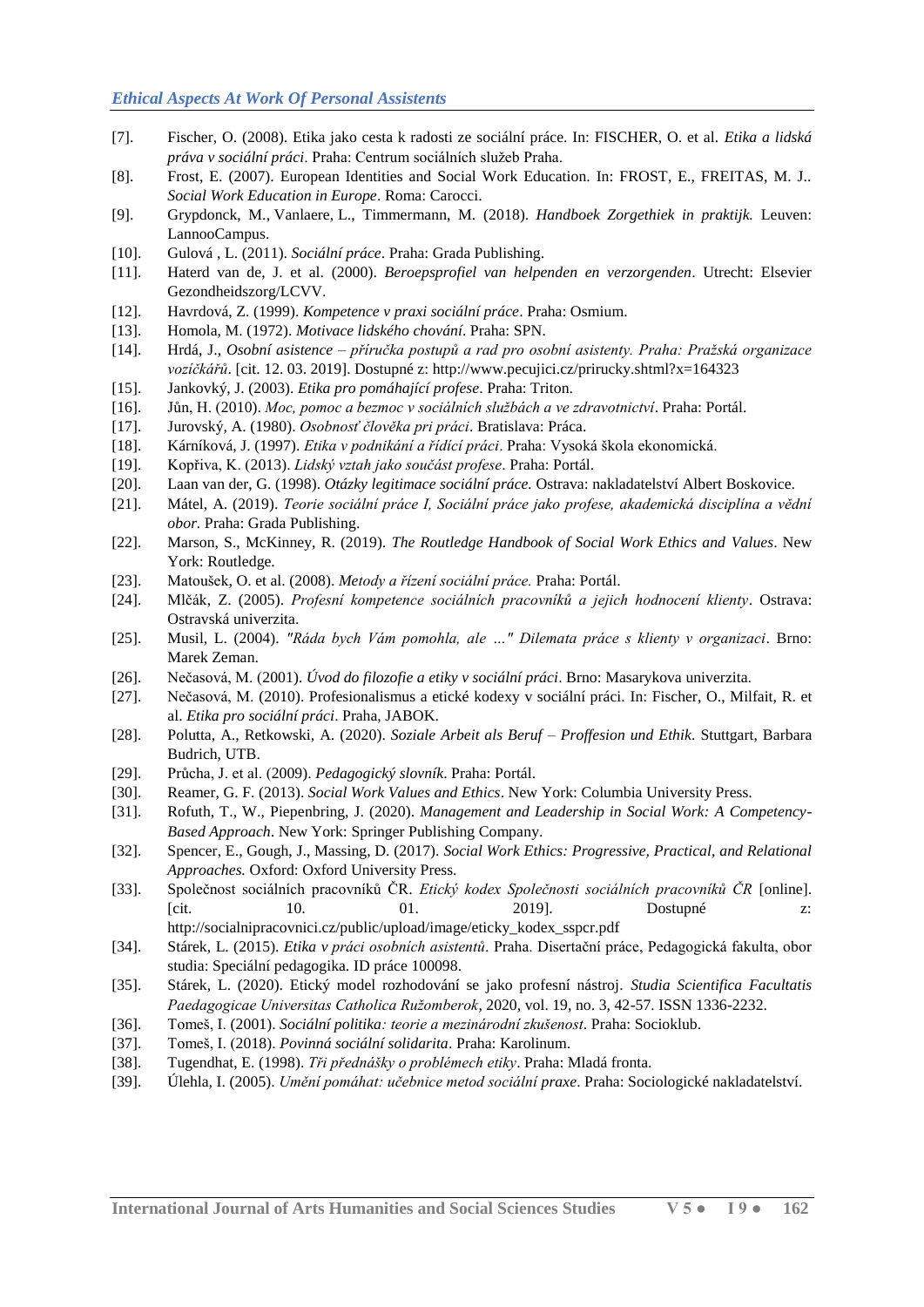[7]. Fischer, O. (2008). Etika jako cesta k radosti ze sociální práce. In: FISCHER, O. et al. *Etika a lidská práva v sociální práci*. Praha: Centrum sociálních služeb Praha.

[8]. Frost, E. (2007). European Identities and Social Work Education. In: FROST, E., FREITAS, M. J.. *Social Work Education in Europe*. Roma: Carocci.

[9]. Grypdonck, M., Vanlaere, L., Timmermann, M. (2018). *Handboek Zorgethiek in praktijk.* Leuven: LannooCampus.

[10]. Gulová , L. (2011). *Sociální práce*. Praha: Grada Publishing.

[11]. Haterd van de, J. et al. (2000). *Beroepsprofiel van helpenden en verzorgenden*. Utrecht: Elsevier Gezondheidszorg/LCVV.

[12]. Havrdová, Z. (1999). *Kompetence v praxi sociální práce*. Praha: Osmium.

[13]. Homola, M. (1972). *Motivace lidského chování*. Praha: SPN.

[14]. Hrdá, J., *Osobní asistence – příručka postupů a rad pro osobní asistenty. Praha: Pražská organizace vozíčkářů*. [cit. 12. 03. 2019]. Dostupné z: http://www.pecujici.cz/prirucky.shtml?x=164323

[15]. Jankovký, J. (2003). *Etika pro pomáhající profese*. Praha: Triton.

[16]. Jůn, H. (2010). *Moc, pomoc a bezmoc v sociálních službách a ve zdravotnictví*. Praha: Portál.

[17]. Jurovský, A. (1980). *Osobnosť člověka pri práci*. Bratislava: Práca.

[18]. Kárníková, J. (1997). *Etika v podnikání a řídící práci*. Praha: Vysoká škola ekonomická.

[19]. Kopřiva, K. (2013). *Lidský vztah jako součást profese*. Praha: Portál.

[20]. Laan van der, G. (1998). *Otázky legitimace sociální práce.* Ostrava: nakladatelství Albert Boskovice.

[21]. Mátel, A. (2019). *Teorie sociální práce I, Sociální práce jako profese, akademická disciplína a vědní obor.* Praha: Grada Publishing.

[22]. Marson, S., McKinney, R. (2019). *The Routledge Handbook of Social Work Ethics and Values*. New York: Routledge.

[23]. Matoušek, O. et al. (2008). *Metody a řízení sociální práce.* Praha: Portál.

[24]. Mlčák, Z. (2005). *Profesní kompetence sociálních pracovníků a jejich hodnocení klienty*. Ostrava: Ostravská univerzita.

[25]. Musil, L. (2004). *"Ráda bych Vám pomohla, ale ..." Dilemata práce s klienty v organizaci*. Brno: Marek Zeman.

[26]. Nečasová, M. (2001). *Úvod do filozofie a etiky v sociální práci*. Brno: Masarykova univerzita.

[27]. Nečasová, M. (2010). Profesionalismus a etické kodexy v sociální práci. In: Fischer, O., Milfait, R. et al. *Etika pro sociální práci*. Praha, JABOK.

[28]. Polutta, A., Retkowski, A. (2020). *Soziale Arbeit als Beruf – Proffesion und Ethik*. Stuttgart, Barbara Budrich, UTB.

[29]. Průcha, J. et al. (2009). *Pedagogický slovník*. Praha: Portál.

[30]. Reamer, G. F. (2013). *Social Work Values and Ethics*. New York: Columbia University Press.

[31]. Rofuth, T., W., Piepenbring, J. (2020). *Management and Leadership in Social Work: A Competency-Based Approach*. New York: Springer Publishing Company.

[32]. Spencer, E., Gough, J., Massing, D. (2017). *Social Work Ethics: Progressive, Practical, and Relational Approaches.* Oxford: Oxford University Press.

[33]. Společnost sociálních pracovníků ČR. *Etický kodex Společnosti sociálních pracovníků ČR* [online]. [cit. 10. 01. 2019]. Dostupné z: http://socialnipracovnici.cz/public/upload/image/eticky_kodex_sspcr.pdf

[34]. Stárek, L. (2015). *Etika v práci osobních asistentů*. Praha. Disertační práce, Pedagogická fakulta, obor studia: Speciální pedagogika. ID práce 100098.

[35]. Stárek, L. (2020). Etický model rozhodování se jako profesní nástroj. *Studia Scientifica Facultatis Paedagogicae Universitas Catholica Ružomberok*, 2020, vol. 19, no. 3, 42-57. ISSN 1336-2232.

[36]. Tomeš, I. (2001). *Sociální politika: teorie a mezinárodní zkušenost*. Praha: Socioklub.

[37]. Tomeš, I. (2018). *Povinná sociální solidarita*. Praha: Karolinum.

[38]. Tugendhat, E. (1998). *Tři přednášky o problémech etiky*. Praha: Mladá fronta.

[39]. Úlehla, I. (2005). *Umění pomáhat: učebnice metod sociální praxe*. Praha: Sociologické nakladatelství.